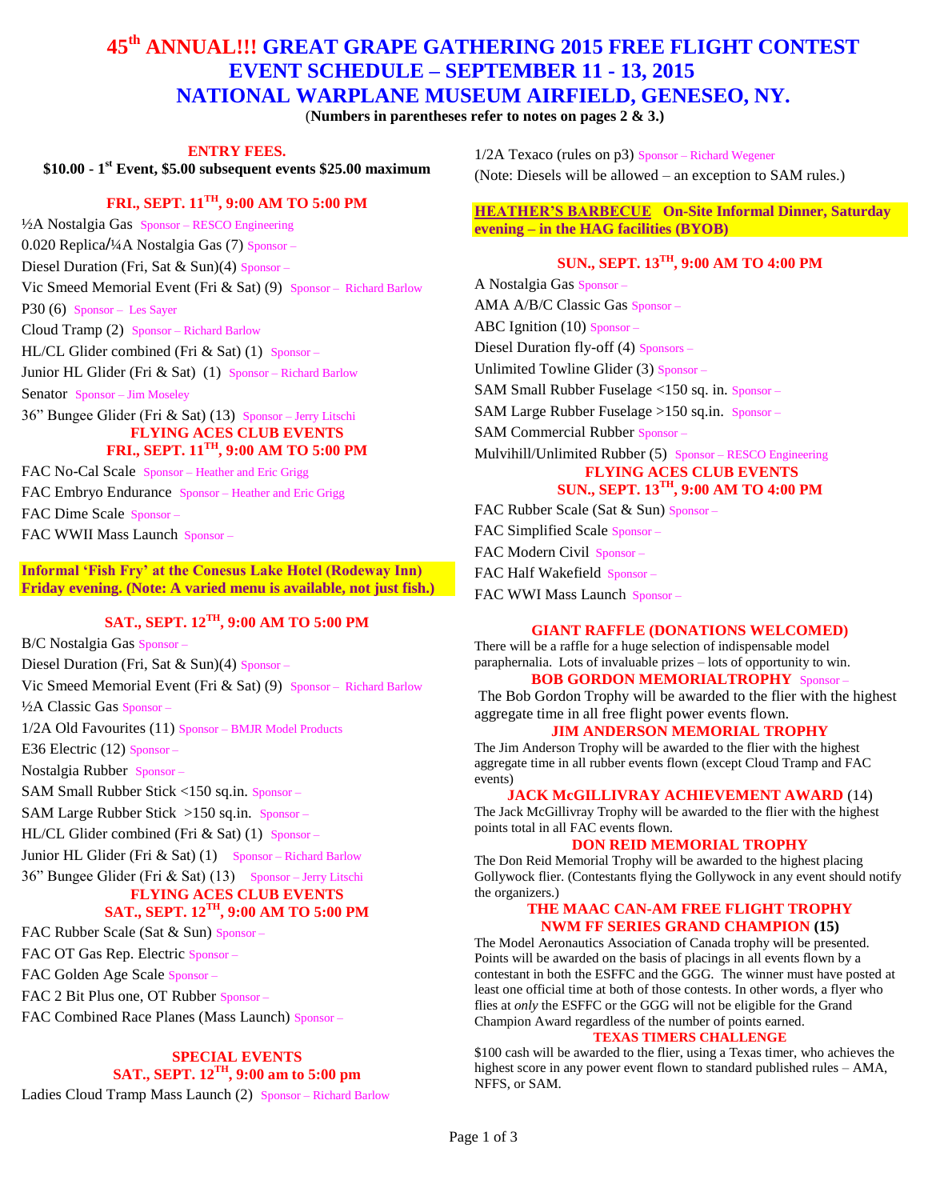# 45th ANNUAL!!! GREAT GRAPE GATHERING 2015 FREE FLIGHT CONTEST
# EVENT SCHEDULE – SEPTEMBER 11 - 13, 2015
# NATIONAL WARPLANE MUSEUM AIRFIELD, GENESEO, NY.

(**Numbers in parentheses refer to notes on pages 2 & 3.**)

## ENTRY FEES.

**$10.00 - 1st Event, $5.00 subsequent events $25.00 maximum**

## FRI., SEPT. 11TH, 9:00 AM TO 5:00 PM

½A Nostalgia Gas Sponsor – RESCO Engineering
0.020 Replica/¼A Nostalgia Gas (7) Sponsor –
Diesel Duration (Fri, Sat & Sun)(4) Sponsor –
Vic Smeed Memorial Event (Fri & Sat) (9) Sponsor – Richard Barlow
P30 (6) Sponsor – Les Sayer
Cloud Tramp (2) Sponsor – Richard Barlow
HL/CL Glider combined (Fri & Sat) (1) Sponsor –
Junior HL Glider (Fri & Sat) (1) Sponsor – Richard Barlow
Senator Sponsor – Jim Moseley
36" Bungee Glider (Fri & Sat) (13) Sponsor – Jerry Litschi

## FLYING ACES CLUB EVENTS
## FRI., SEPT. 11TH, 9:00 AM TO 5:00 PM

FAC No-Cal Scale Sponsor – Heather and Eric Grigg
FAC Embryo Endurance Sponsor – Heather and Eric Grigg
FAC Dime Scale Sponsor –
FAC WWII Mass Launch Sponsor –

**Informal 'Fish Fry' at the Conesus Lake Hotel (Rodeway Inn) Friday evening. (Note: A varied menu is available, not just fish.)**

## SAT., SEPT. 12TH, 9:00 AM TO 5:00 PM

B/C Nostalgia Gas Sponsor –
Diesel Duration (Fri, Sat & Sun)(4) Sponsor –
Vic Smeed Memorial Event (Fri & Sat) (9) Sponsor – Richard Barlow
½A Classic Gas Sponsor –
1/2A Old Favourites (11) Sponsor – BMJR Model Products
E36 Electric (12) Sponsor –
Nostalgia Rubber Sponsor –
SAM Small Rubber Stick <150 sq.in. Sponsor –
SAM Large Rubber Stick >150 sq.in. Sponsor –
HL/CL Glider combined (Fri & Sat) (1) Sponsor –
Junior HL Glider (Fri & Sat) (1) Sponsor – Richard Barlow
36" Bungee Glider (Fri & Sat) (13) Sponsor – Jerry Litschi

## FLYING ACES CLUB EVENTS
## SAT., SEPT. 12TH, 9:00 AM TO 5:00 PM

FAC Rubber Scale (Sat & Sun) Sponsor –
FAC OT Gas Rep. Electric Sponsor –
FAC Golden Age Scale Sponsor –
FAC 2 Bit Plus one, OT Rubber Sponsor –
FAC Combined Race Planes (Mass Launch) Sponsor –

## SPECIAL EVENTS
## SAT., SEPT. 12TH, 9:00 am to 5:00 pm

Ladies Cloud Tramp Mass Launch (2) Sponsor – Richard Barlow
1/2A Texaco (rules on p3) Sponsor – Richard Wegener
(Note: Diesels will be allowed – an exception to SAM rules.)

**HEATHER'S BARBECUE On-Site Informal Dinner, Saturday evening – in the HAG facilities (BYOB)**

## SUN., SEPT. 13TH, 9:00 AM TO 4:00 PM

A Nostalgia Gas Sponsor –
AMA A/B/C Classic Gas Sponsor –
ABC Ignition (10) Sponsor –
Diesel Duration fly-off (4) Sponsors –
Unlimited Towline Glider (3) Sponsor –
SAM Small Rubber Fuselage <150 sq. in. Sponsor –
SAM Large Rubber Fuselage >150 sq.in. Sponsor –
SAM Commercial Rubber Sponsor –
Mulvihill/Unlimited Rubber (5) Sponsor – RESCO Engineering

## FLYING ACES CLUB EVENTS
## SUN., SEPT. 13TH, 9:00 AM TO 4:00 PM

FAC Rubber Scale (Sat & Sun) Sponsor –
FAC Simplified Scale Sponsor –
FAC Modern Civil Sponsor –
FAC Half Wakefield Sponsor –
FAC WWI Mass Launch Sponsor –

## GIANT RAFFLE (DONATIONS WELCOMED)

There will be a raffle for a huge selection of indispensable model paraphernalia. Lots of invaluable prizes – lots of opportunity to win.

## BOB GORDON MEMORIALTROPHY Sponsor –

The Bob Gordon Trophy will be awarded to the flier with the highest aggregate time in all free flight power events flown.

## JIM ANDERSON MEMORIAL TROPHY

The Jim Anderson Trophy will be awarded to the flier with the highest aggregate time in all rubber events flown (except Cloud Tramp and FAC events)

## JACK McGILLIVRAY ACHIEVEMENT AWARD (14)

The Jack McGillivray Trophy will be awarded to the flier with the highest points total in all FAC events flown.

## DON REID MEMORIAL TROPHY

The Don Reid Memorial Trophy will be awarded to the highest placing Gollywock flier. (Contestants flying the Gollywock in any event should notify the organizers.)

## THE MAAC CAN-AM FREE FLIGHT TROPHY
## NWM FF SERIES GRAND CHAMPION (15)

The Model Aeronautics Association of Canada trophy will be presented. Points will be awarded on the basis of placings in all events flown by a contestant in both the ESFFC and the GGG. The winner must have posted at least one official time at both of those contests. In other words, a flyer who flies at *only* the ESFFC or the GGG will not be eligible for the Grand Champion Award regardless of the number of points earned.

## TEXAS TIMERS CHALLENGE

$100 cash will be awarded to the flier, using a Texas timer, who achieves the highest score in any power event flown to standard published rules – AMA, NFFS, or SAM.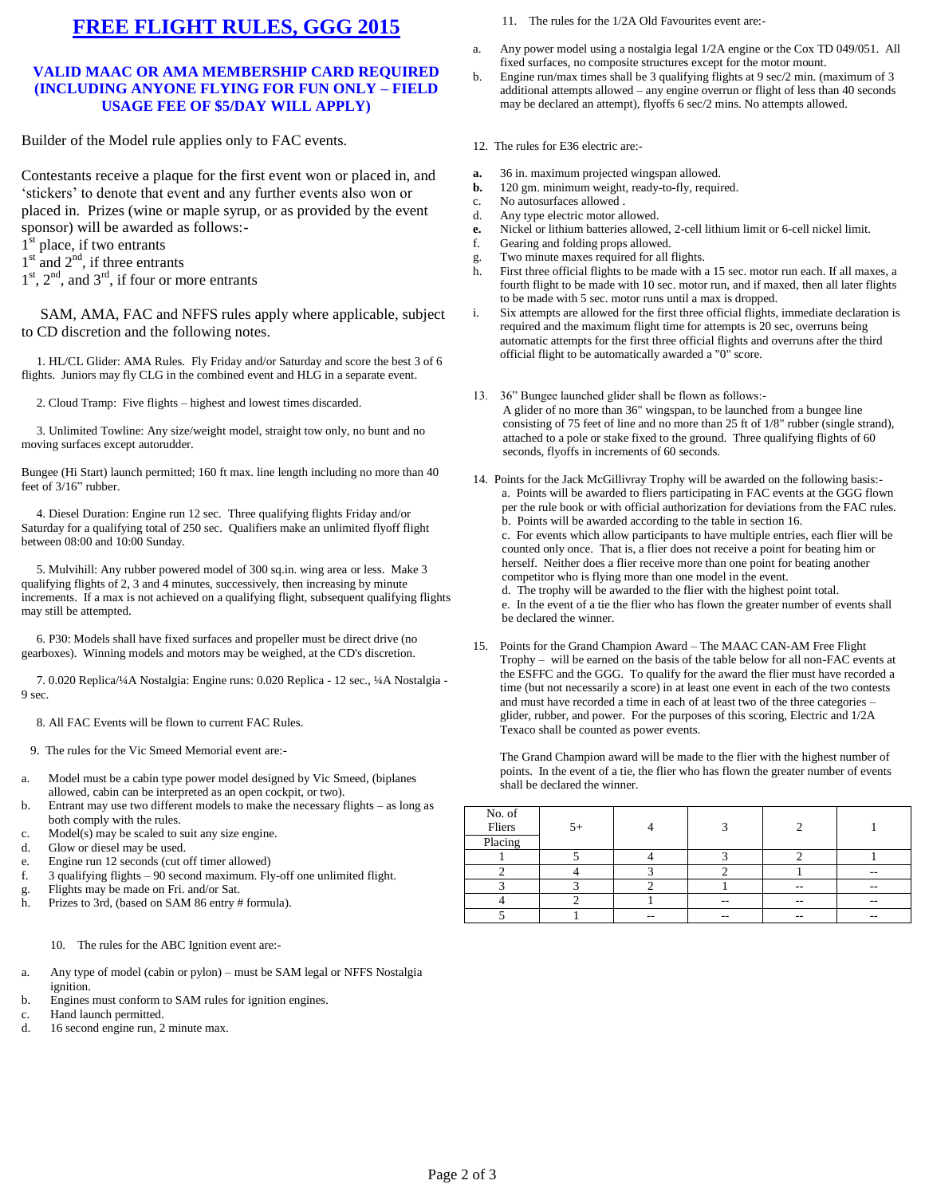# FREE FLIGHT RULES, GGG 2015

### VALID MAAC OR AMA MEMBERSHIP CARD REQUIRED (INCLUDING ANYONE FLYING FOR FUN ONLY – FIELD USAGE FEE OF $5/DAY WILL APPLY)

Builder of the Model rule applies only to FAC events.

Contestants receive a plaque for the first event won or placed in, and 'stickers' to denote that event and any further events also won or placed in. Prizes (wine or maple syrup, or as provided by the event sponsor) will be awarded as follows:-
1st place, if two entrants
1st and 2nd, if three entrants
1st, 2nd, and 3rd, if four or more entrants

SAM, AMA, FAC and NFFS rules apply where applicable, subject to CD discretion and the following notes.

1. HL/CL Glider: AMA Rules. Fly Friday and/or Saturday and score the best 3 of 6 flights. Juniors may fly CLG in the combined event and HLG in a separate event.

2. Cloud Tramp: Five flights – highest and lowest times discarded.

3. Unlimited Towline: Any size/weight model, straight tow only, no bunt and no moving surfaces except autorudder.

Bungee (Hi Start) launch permitted; 160 ft max. line length including no more than 40 feet of 3/16" rubber.

4. Diesel Duration: Engine run 12 sec. Three qualifying flights Friday and/or Saturday for a qualifying total of 250 sec. Qualifiers make an unlimited flyoff flight between 08:00 and 10:00 Sunday.

5. Mulvihill: Any rubber powered model of 300 sq.in. wing area or less. Make 3 qualifying flights of 2, 3 and 4 minutes, successively, then increasing by minute increments. If a max is not achieved on a qualifying flight, subsequent qualifying flights may still be attempted.

6. P30: Models shall have fixed surfaces and propeller must be direct drive (no gearboxes). Winning models and motors may be weighed, at the CD's discretion.

7. 0.020 Replica/¼A Nostalgia: Engine runs: 0.020 Replica - 12 sec., ¼A Nostalgia - 9 sec.

8. All FAC Events will be flown to current FAC Rules.

9. The rules for the Vic Smeed Memorial event are:-

a. Model must be a cabin type power model designed by Vic Smeed, (biplanes allowed, cabin can be interpreted as an open cockpit, or two).
b. Entrant may use two different models to make the necessary flights – as long as both comply with the rules.
c. Model(s) may be scaled to suit any size engine.
d. Glow or diesel may be used.
e. Engine run 12 seconds (cut off timer allowed)
f. 3 qualifying flights – 90 second maximum. Fly-off one unlimited flight.
g. Flights may be made on Fri. and/or Sat.
h. Prizes to 3rd, (based on SAM 86 entry # formula).

10. The rules for the ABC Ignition event are:-

a. Any type of model (cabin or pylon) – must be SAM legal or NFFS Nostalgia ignition.
b. Engines must conform to SAM rules for ignition engines.
c. Hand launch permitted.
d. 16 second engine run, 2 minute max.

11. The rules for the 1/2A Old Favourites event are:-

a. Any power model using a nostalgia legal 1/2A engine or the Cox TD 049/051. All fixed surfaces, no composite structures except for the motor mount.
b. Engine run/max times shall be 3 qualifying flights at 9 sec/2 min. (maximum of 3 additional attempts allowed – any engine overrun or flight of less than 40 seconds may be declared an attempt), flyoffs 6 sec/2 mins. No attempts allowed.

12. The rules for E36 electric are:-

**a.** 36 in. maximum projected wingspan allowed.
**b.** 120 gm. minimum weight, ready-to-fly, required.
c. No autosurfaces allowed .
d. Any type electric motor allowed.
**e.** Nickel or lithium batteries allowed, 2-cell lithium limit or 6-cell nickel limit.
f. Gearing and folding props allowed.
g. Two minute maxes required for all flights.
h. First three official flights to be made with a 15 sec. motor run each. If all maxes, a fourth flight to be made with 10 sec. motor run, and if maxed, then all later flights to be made with 5 sec. motor runs until a max is dropped.
i. Six attempts are allowed for the first three official flights, immediate declaration is required and the maximum flight time for attempts is 20 sec, overruns being automatic attempts for the first three official flights and overruns after the third official flight to be automatically awarded a "0" score.

13. 36" Bungee launched glider shall be flown as follows:-
A glider of no more than 36" wingspan, to be launched from a bungee line consisting of 75 feet of line and no more than 25 ft of 1/8" rubber (single strand), attached to a pole or stake fixed to the ground. Three qualifying flights of 60 seconds, flyoffs in increments of 60 seconds.

14. Points for the Jack McGillivray Trophy will be awarded on the following basis:-
a. Points will be awarded to fliers participating in FAC events at the GGG flown per the rule book or with official authorization for deviations from the FAC rules.
b. Points will be awarded according to the table in section 16.
c. For events which allow participants to have multiple entries, each flier will be counted only once. That is, a flier does not receive a point for beating him or herself. Neither does a flier receive more than one point for beating another competitor who is flying more than one model in the event.
d. The trophy will be awarded to the flier with the highest point total.
e. In the event of a tie the flier who has flown the greater number of events shall be declared the winner.

15. Points for the Grand Champion Award – The MAAC CAN-AM Free Flight Trophy – will be earned on the basis of the table below for all non-FAC events at the ESFFC and the GGG. To qualify for the award the flier must have recorded a time (but not necessarily a score) in at least one event in each of the two contests and must have recorded a time in each of at least two of the three categories – glider, rubber, and power. For the purposes of this scoring, Electric and 1/2A Texaco shall be counted as power events.

The Grand Champion award will be made to the flier with the highest number of points. In the event of a tie, the flier who has flown the greater number of events shall be declared the winner.

| No. of Fliers / Placing | 5+ | 4 | 3 | 2 | 1 |
|---|---|---|---|---|---|
| 1 | 5 | 4 | 3 | 2 | 1 |
| 2 | 4 | 3 | 2 | 1 | -- |
| 3 | 3 | 2 | 1 | -- | -- |
| 4 | 2 | 1 | -- | -- | -- |
| 5 | 1 | -- | -- | -- | -- |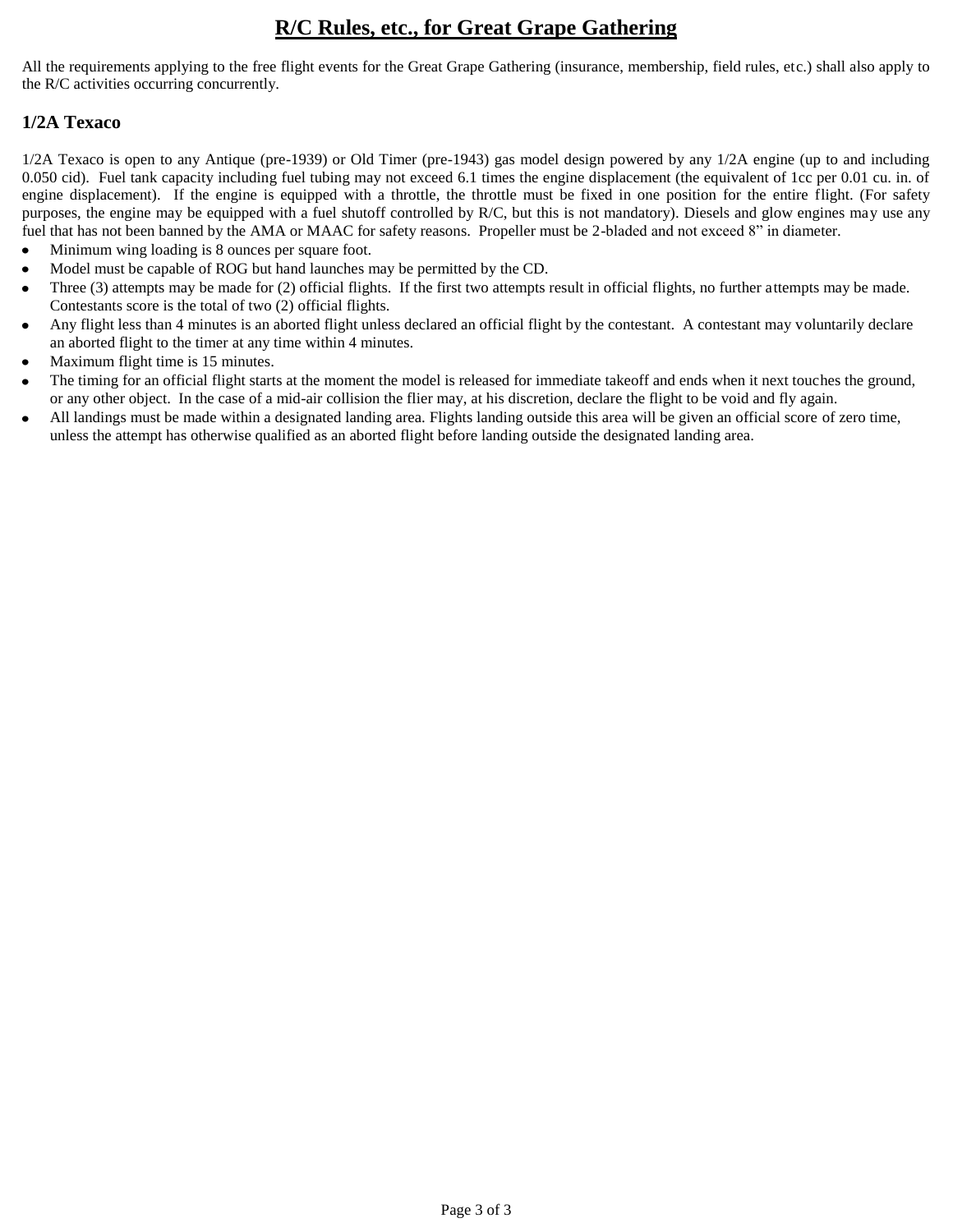# R/C Rules, etc., for Great Grape Gathering

All the requirements applying to the free flight events for the Great Grape Gathering (insurance, membership, field rules, etc.) shall also apply to the R/C activities occurring concurrently.

## 1/2A Texaco

1/2A Texaco is open to any Antique (pre-1939) or Old Timer (pre-1943) gas model design powered by any 1/2A engine (up to and including 0.050 cid). Fuel tank capacity including fuel tubing may not exceed 6.1 times the engine displacement (the equivalent of 1cc per 0.01 cu. in. of engine displacement). If the engine is equipped with a throttle, the throttle must be fixed in one position for the entire flight. (For safety purposes, the engine may be equipped with a fuel shutoff controlled by R/C, but this is not mandatory). Diesels and glow engines may use any fuel that has not been banned by the AMA or MAAC for safety reasons. Propeller must be 2-bladed and not exceed 8" in diameter.

- Minimum wing loading is 8 ounces per square foot.
- Model must be capable of ROG but hand launches may be permitted by the CD.
- Three (3) attempts may be made for (2) official flights. If the first two attempts result in official flights, no further attempts may be made. Contestants score is the total of two (2) official flights.
- Any flight less than 4 minutes is an aborted flight unless declared an official flight by the contestant. A contestant may voluntarily declare an aborted flight to the timer at any time within 4 minutes.
- Maximum flight time is 15 minutes.
- The timing for an official flight starts at the moment the model is released for immediate takeoff and ends when it next touches the ground, or any other object. In the case of a mid-air collision the flier may, at his discretion, declare the flight to be void and fly again.
- All landings must be made within a designated landing area. Flights landing outside this area will be given an official score of zero time, unless the attempt has otherwise qualified as an aborted flight before landing outside the designated landing area.